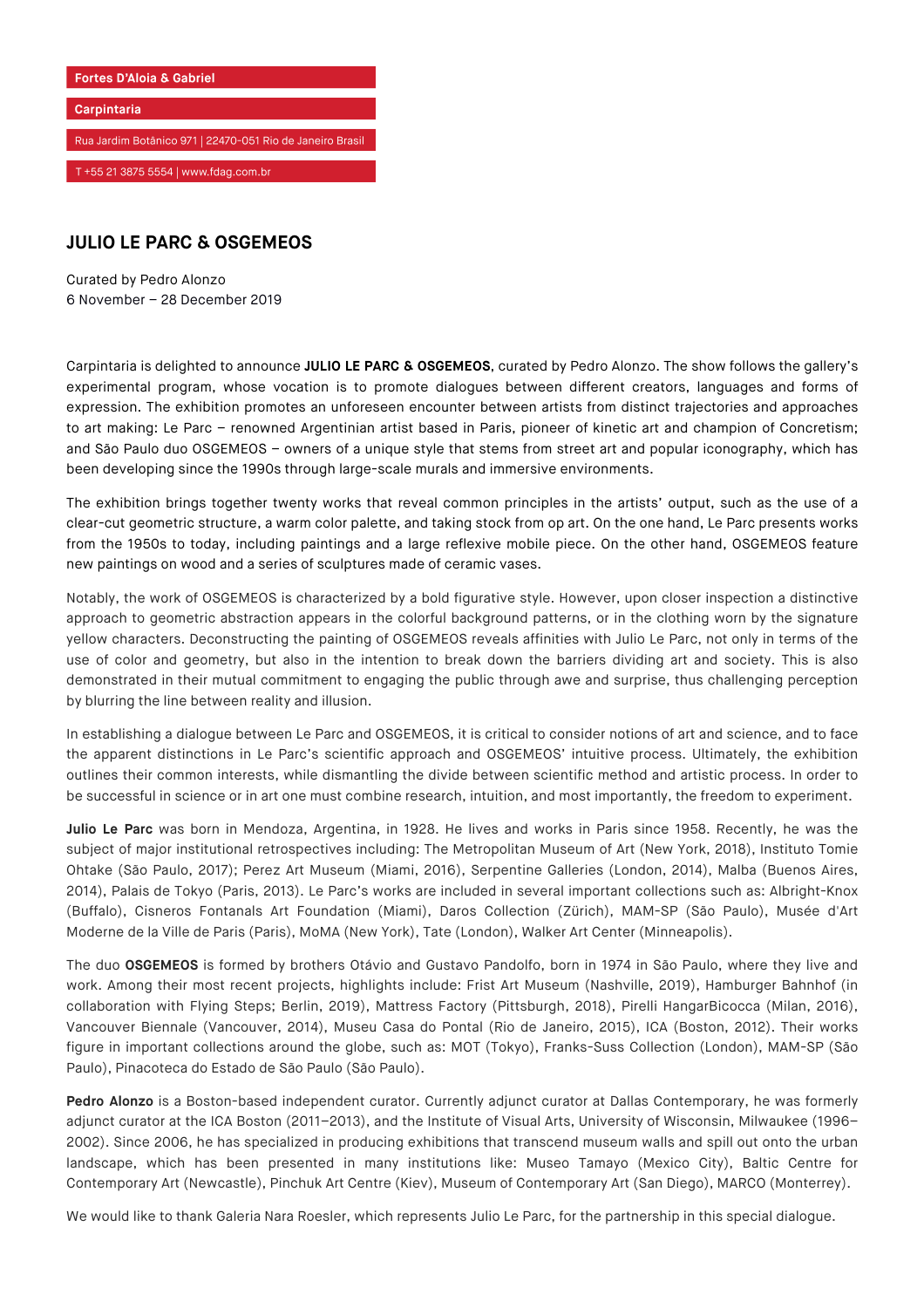Fortes D'Aloia & Gabriel

Carpintaria

Rua Jardim Botânico 971 | 22470-051 Rio de Janeiro Brasil

T +55 21 3875 5554 | www.fdag.com.br

## JULIO LE PARC & OSGEMEOS

Curated by Pedro Alonzo
6 November – 28 December 2019

Carpintaria is delighted to announce **JULIO LE PARC & OSGEMEOS**, curated by Pedro Alonzo. The show follows the gallery's experimental program, whose vocation is to promote dialogues between different creators, languages and forms of expression. The exhibition promotes an unforeseen encounter between artists from distinct trajectories and approaches to art making: Le Parc – renowned Argentinian artist based in Paris, pioneer of kinetic art and champion of Concretism; and São Paulo duo OSGEMEOS – owners of a unique style that stems from street art and popular iconography, which has been developing since the 1990s through large-scale murals and immersive environments.

The exhibition brings together twenty works that reveal common principles in the artists' output, such as the use of a clear-cut geometric structure, a warm color palette, and taking stock from op art. On the one hand, Le Parc presents works from the 1950s to today, including paintings and a large reflexive mobile piece. On the other hand, OSGEMEOS feature new paintings on wood and a series of sculptures made of ceramic vases.

Notably, the work of OSGEMEOS is characterized by a bold figurative style. However, upon closer inspection a distinctive approach to geometric abstraction appears in the colorful background patterns, or in the clothing worn by the signature yellow characters. Deconstructing the painting of OSGEMEOS reveals affinities with Julio Le Parc, not only in terms of the use of color and geometry, but also in the intention to break down the barriers dividing art and society. This is also demonstrated in their mutual commitment to engaging the public through awe and surprise, thus challenging perception by blurring the line between reality and illusion.

In establishing a dialogue between Le Parc and OSGEMEOS, it is critical to consider notions of art and science, and to face the apparent distinctions in Le Parc's scientific approach and OSGEMEOS' intuitive process. Ultimately, the exhibition outlines their common interests, while dismantling the divide between scientific method and artistic process. In order to be successful in science or in art one must combine research, intuition, and most importantly, the freedom to experiment.

**Julio Le Parc** was born in Mendoza, Argentina, in 1928. He lives and works in Paris since 1958. Recently, he was the subject of major institutional retrospectives including: The Metropolitan Museum of Art (New York, 2018), Instituto Tomie Ohtake (São Paulo, 2017); Perez Art Museum (Miami, 2016), Serpentine Galleries (London, 2014), Malba (Buenos Aires, 2014), Palais de Tokyo (Paris, 2013). Le Parc's works are included in several important collections such as: Albright-Knox (Buffalo), Cisneros Fontanals Art Foundation (Miami), Daros Collection (Zürich), MAM-SP (São Paulo), Musée d'Art Moderne de la Ville de Paris (Paris), MoMA (New York), Tate (London), Walker Art Center (Minneapolis).

The duo **OSGEMEOS** is formed by brothers Otávio and Gustavo Pandolfo, born in 1974 in São Paulo, where they live and work. Among their most recent projects, highlights include: Frist Art Museum (Nashville, 2019), Hamburger Bahnhof (in collaboration with Flying Steps; Berlin, 2019), Mattress Factory (Pittsburgh, 2018), Pirelli HangarBicocca (Milan, 2016), Vancouver Biennale (Vancouver, 2014), Museu Casa do Pontal (Rio de Janeiro, 2015), ICA (Boston, 2012). Their works figure in important collections around the globe, such as: MOT (Tokyo), Franks-Suss Collection (London), MAM-SP (São Paulo), Pinacoteca do Estado de São Paulo (São Paulo).

**Pedro Alonzo** is a Boston-based independent curator. Currently adjunct curator at Dallas Contemporary, he was formerly adjunct curator at the ICA Boston (2011–2013), and the Institute of Visual Arts, University of Wisconsin, Milwaukee (1996–2002). Since 2006, he has specialized in producing exhibitions that transcend museum walls and spill out onto the urban landscape, which has been presented in many institutions like: Museo Tamayo (Mexico City), Baltic Centre for Contemporary Art (Newcastle), Pinchuk Art Centre (Kiev), Museum of Contemporary Art (San Diego), MARCO (Monterrey).

We would like to thank Galeria Nara Roesler, which represents Julio Le Parc, for the partnership in this special dialogue.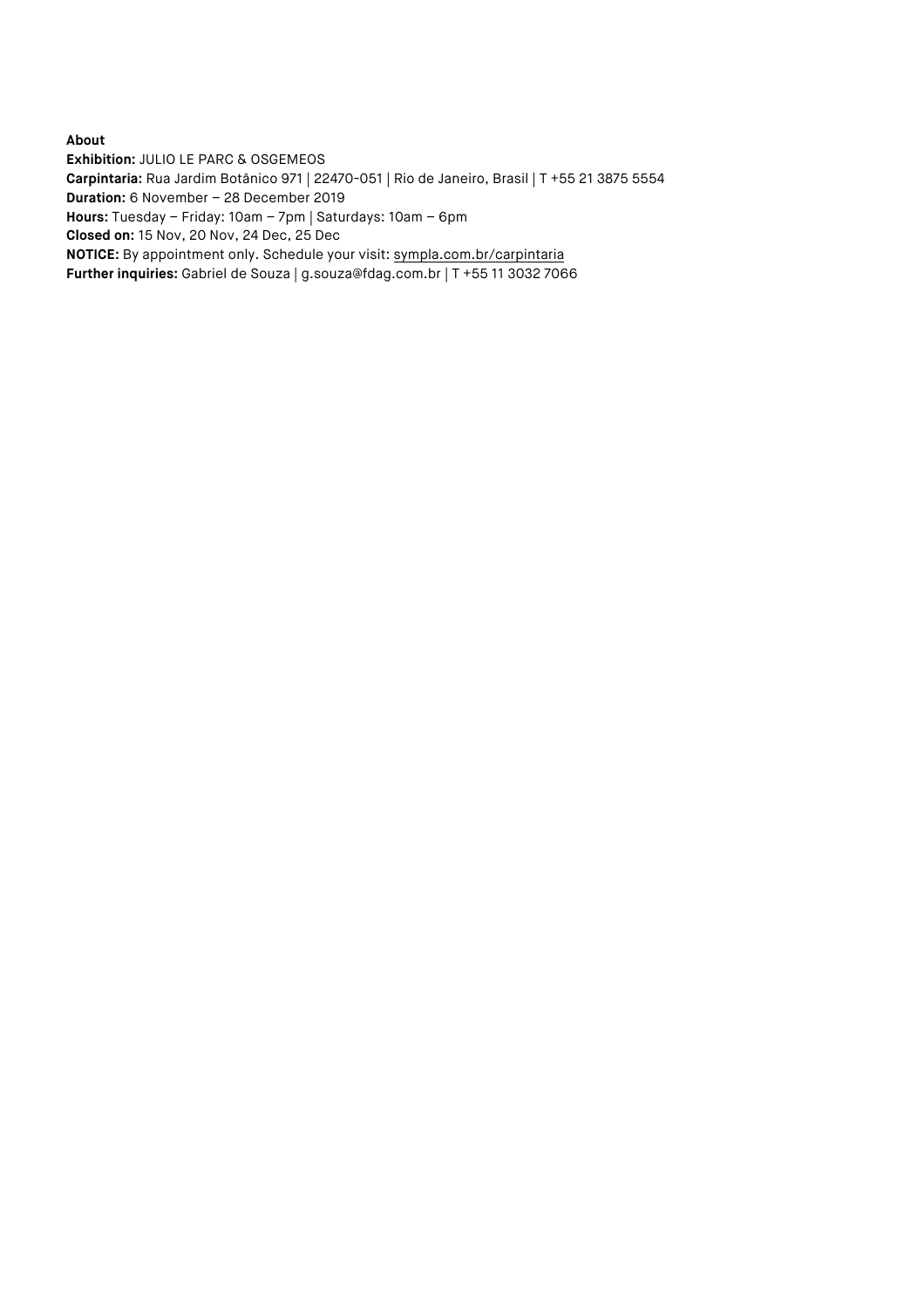**About**
**Exhibition:** JULIO LE PARC & OSGEMEOS
**Carpintaria:** Rua Jardim Botânico 971 | 22470-051 | Rio de Janeiro, Brasil | T +55 21 3875 5554
**Duration:** 6 November – 28 December 2019
**Hours:** Tuesday – Friday: 10am – 7pm | Saturdays: 10am – 6pm
**Closed on:** 15 Nov, 20 Nov, 24 Dec, 25 Dec
**NOTICE:** By appointment only. Schedule your visit: sympla.com.br/carpintaria
**Further inquiries:** Gabriel de Souza | g.souza@fdag.com.br | T +55 11 3032 7066